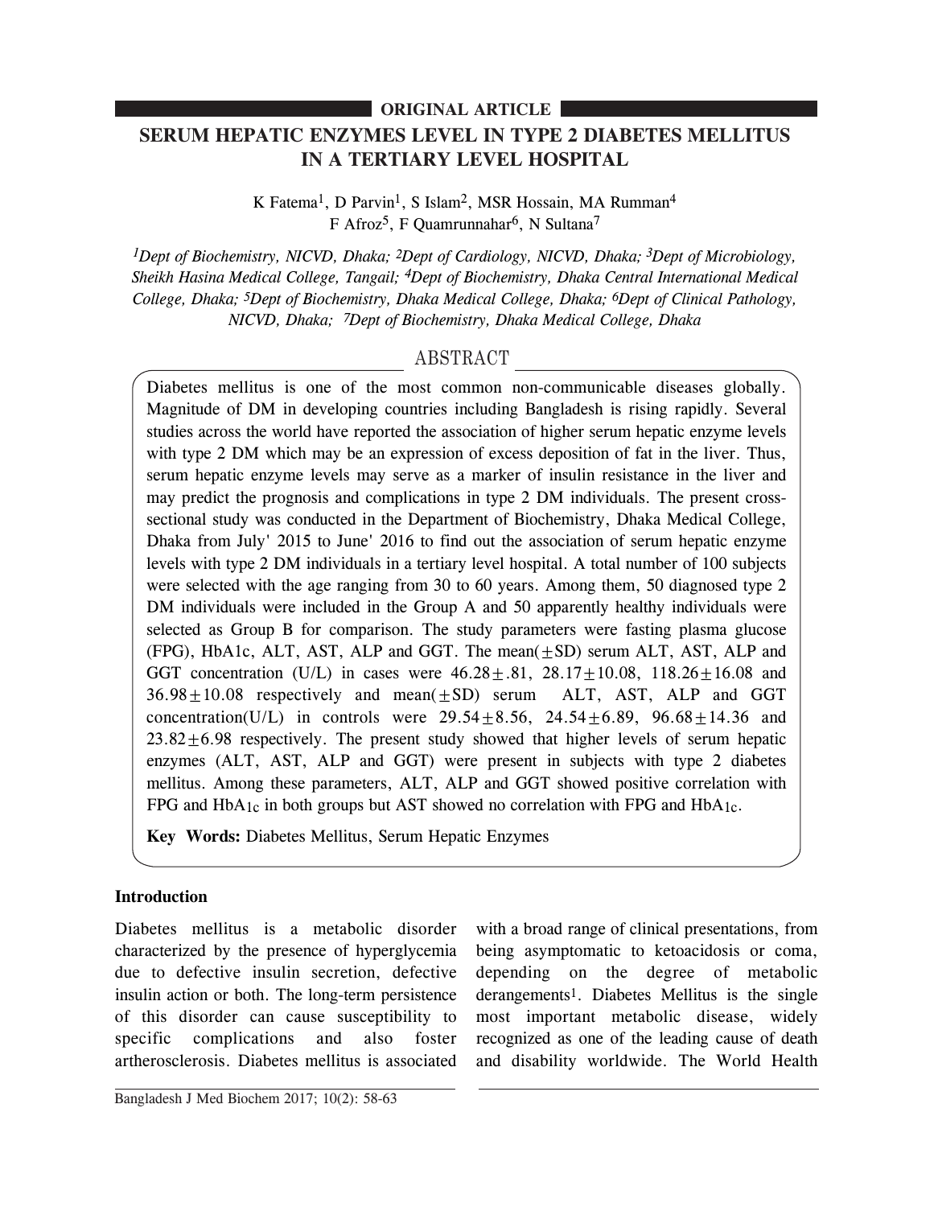ORIGINAL ARTICLE

# SERUM HEPATIC ENZYMES LEVEL IN TYPE 2 DIABETES MELLITUS IN A TERTIARY LEVEL HOSPITAL

K Fatema[1], D Parvin[1], S Islam[2], MSR Hossain, MA Rumman[4] F Afroz[5], F Quamrunnahar[6], N Sultana[7]

*[1]Dept of Biochemistry, NICVD, Dhaka; [2]Dept of Cardiology, NICVD, Dhaka; [3]Dept of Microbiology, Sheikh Hasina Medical College, Tangail; [4]Dept of Biochemistry, Dhaka Central International Medical College, Dhaka; [5]Dept of Biochemistry, Dhaka Medical College, Dhaka; [6]Dept of Clinical Pathology, NICVD, Dhaka; [7]Dept of Biochemistry, Dhaka Medical College, Dhaka*

## ABSTRACT

Diabetes mellitus is one of the most common non-communicable diseases globally. Magnitude of DM in developing countries including Bangladesh is rising rapidly. Several studies across the world have reported the association of higher serum hepatic enzyme levels with type 2 DM which may be an expression of excess deposition of fat in the liver. Thus, serum hepatic enzyme levels may serve as a marker of insulin resistance in the liver and may predict the prognosis and complications in type 2 DM individuals. The present cross-sectional study was conducted in the Department of Biochemistry, Dhaka Medical College, Dhaka from July' 2015 to June' 2016 to find out the association of serum hepatic enzyme levels with type 2 DM individuals in a tertiary level hospital. A total number of 100 subjects were selected with the age ranging from 30 to 60 years. Among them, 50 diagnosed type 2 DM individuals were included in the Group A and 50 apparently healthy individuals were selected as Group B for comparison. The study parameters were fasting plasma glucose (FPG), HbA1c, ALT, AST, ALP and GGT. The mean($\pm$SD) serum ALT, AST, ALP and GGT concentration (U/L) in cases were $46.28\pm.81$, $28.17\pm10.08$, $118.26\pm16.08$ and $36.98\pm10.08$ respectively and mean($\pm$SD) serum ALT, AST, ALP and GGT concentration(U/L) in controls were $29.54\pm8.56$, $24.54\pm6.89$, $96.68\pm14.36$ and $23.82\pm6.98$ respectively. The present study showed that higher levels of serum hepatic enzymes (ALT, AST, ALP and GGT) were present in subjects with type 2 diabetes mellitus. Among these parameters, ALT, ALP and GGT showed positive correlation with FPG and $HbA_{1c}$ in both groups but AST showed no correlation with FPG and $HbA_{1c}$.

**Key Words:** Diabetes Mellitus, Serum Hepatic Enzymes

## Introduction

Diabetes mellitus is a metabolic disorder characterized by the presence of hyperglycemia due to defective insulin secretion, defective insulin action or both. The long-term persistence of this disorder can cause susceptibility to specific complications and also foster artherosclerosis. Diabetes mellitus is associated with a broad range of clinical presentations, from being asymptomatic to ketoacidosis or coma, depending on the degree of metabolic derangements[1]. Diabetes Mellitus is the single most important metabolic disease, widely recognized as one of the leading cause of death and disability worldwide. The World Health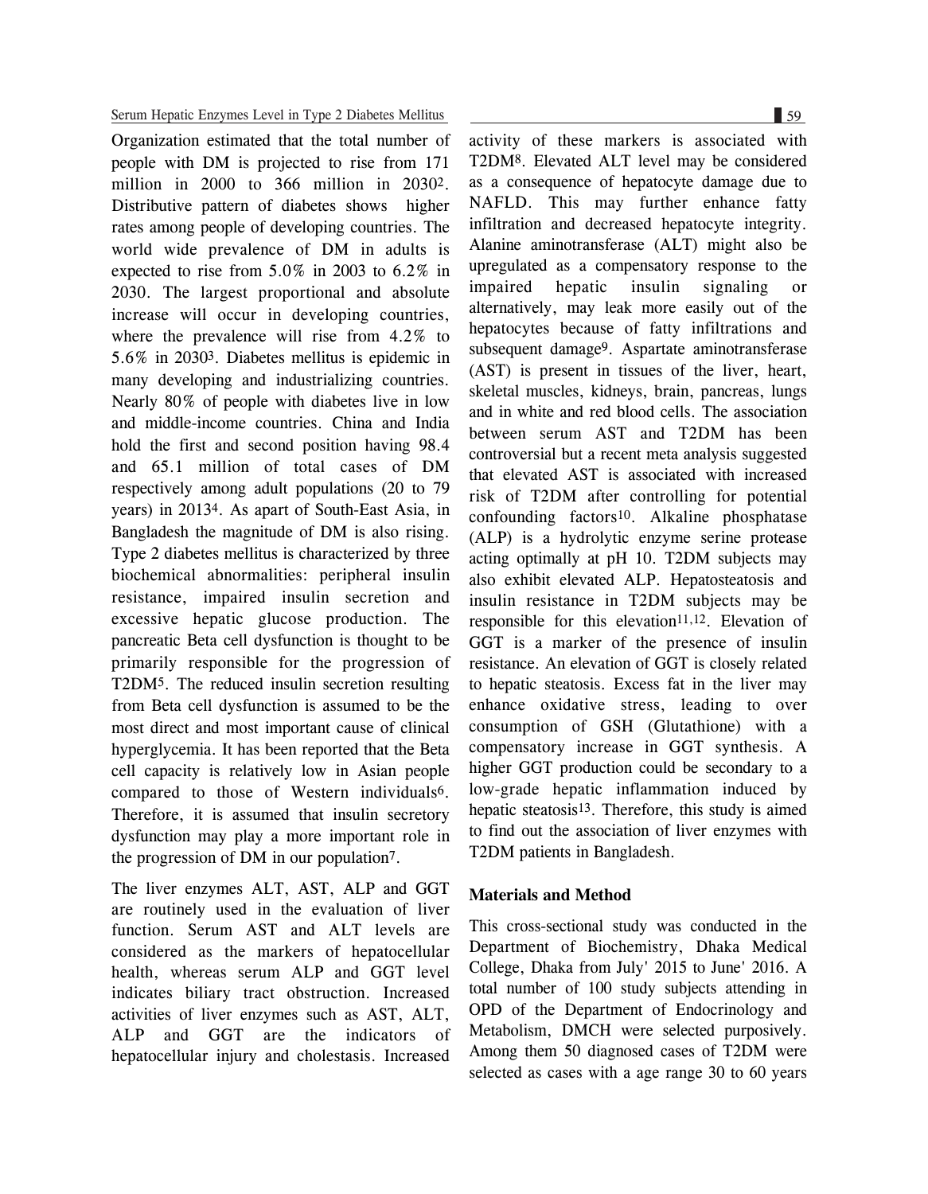Organization estimated that the total number of people with DM is projected to rise from 171 million in 2000 to 366 million in 2030[2]. Distributive pattern of diabetes shows higher rates among people of developing countries. The world wide prevalence of DM in adults is expected to rise from 5.0% in 2003 to 6.2% in 2030. The largest proportional and absolute increase will occur in developing countries, where the prevalence will rise from 4.2% to 5.6% in 2030[3]. Diabetes mellitus is epidemic in many developing and industrializing countries. Nearly 80% of people with diabetes live in low and middle-income countries. China and India hold the first and second position having 98.4 and 65.1 million of total cases of DM respectively among adult populations (20 to 79 years) in 2013[4]. As apart of South-East Asia, in Bangladesh the magnitude of DM is also rising. Type 2 diabetes mellitus is characterized by three biochemical abnormalities: peripheral insulin resistance, impaired insulin secretion and excessive hepatic glucose production. The pancreatic Beta cell dysfunction is thought to be primarily responsible for the progression of T2DM[5]. The reduced insulin secretion resulting from Beta cell dysfunction is assumed to be the most direct and most important cause of clinical hyperglycemia. It has been reported that the Beta cell capacity is relatively low in Asian people compared to those of Western individuals[6]. Therefore, it is assumed that insulin secretory dysfunction may play a more important role in the progression of DM in our population[7].

The liver enzymes ALT, AST, ALP and GGT are routinely used in the evaluation of liver function. Serum AST and ALT levels are considered as the markers of hepatocellular health, whereas serum ALP and GGT level indicates biliary tract obstruction. Increased activities of liver enzymes such as AST, ALT, ALP and GGT are the indicators of hepatocellular injury and cholestasis. Increased activity of these markers is associated with T2DM[8]. Elevated ALT level may be considered as a consequence of hepatocyte damage due to NAFLD. This may further enhance fatty infiltration and decreased hepatocyte integrity. Alanine aminotransferase (ALT) might also be upregulated as a compensatory response to the impaired hepatic insulin signaling or alternatively, may leak more easily out of the hepatocytes because of fatty infiltrations and subsequent damage[9]. Aspartate aminotransferase (AST) is present in tissues of the liver, heart, skeletal muscles, kidneys, brain, pancreas, lungs and in white and red blood cells. The association between serum AST and T2DM has been controversial but a recent meta analysis suggested that elevated AST is associated with increased risk of T2DM after controlling for potential confounding factors[10]. Alkaline phosphatase (ALP) is a hydrolytic enzyme serine protease acting optimally at pH 10. T2DM subjects may also exhibit elevated ALP. Hepatosteatosis and insulin resistance in T2DM subjects may be responsible for this elevation[11,12]. Elevation of GGT is a marker of the presence of insulin resistance. An elevation of GGT is closely related to hepatic steatosis. Excess fat in the liver may enhance oxidative stress, leading to over consumption of GSH (Glutathione) with a compensatory increase in GGT synthesis. A higher GGT production could be secondary to a low-grade hepatic inflammation induced by hepatic steatosis[13]. Therefore, this study is aimed to find out the association of liver enzymes with T2DM patients in Bangladesh.

## Materials and Method

This cross-sectional study was conducted in the Department of Biochemistry, Dhaka Medical College, Dhaka from July' 2015 to June' 2016. A total number of 100 study subjects attending in OPD of the Department of Endocrinology and Metabolism, DMCH were selected purposively. Among them 50 diagnosed cases of T2DM were selected as cases with a age range 30 to 60 years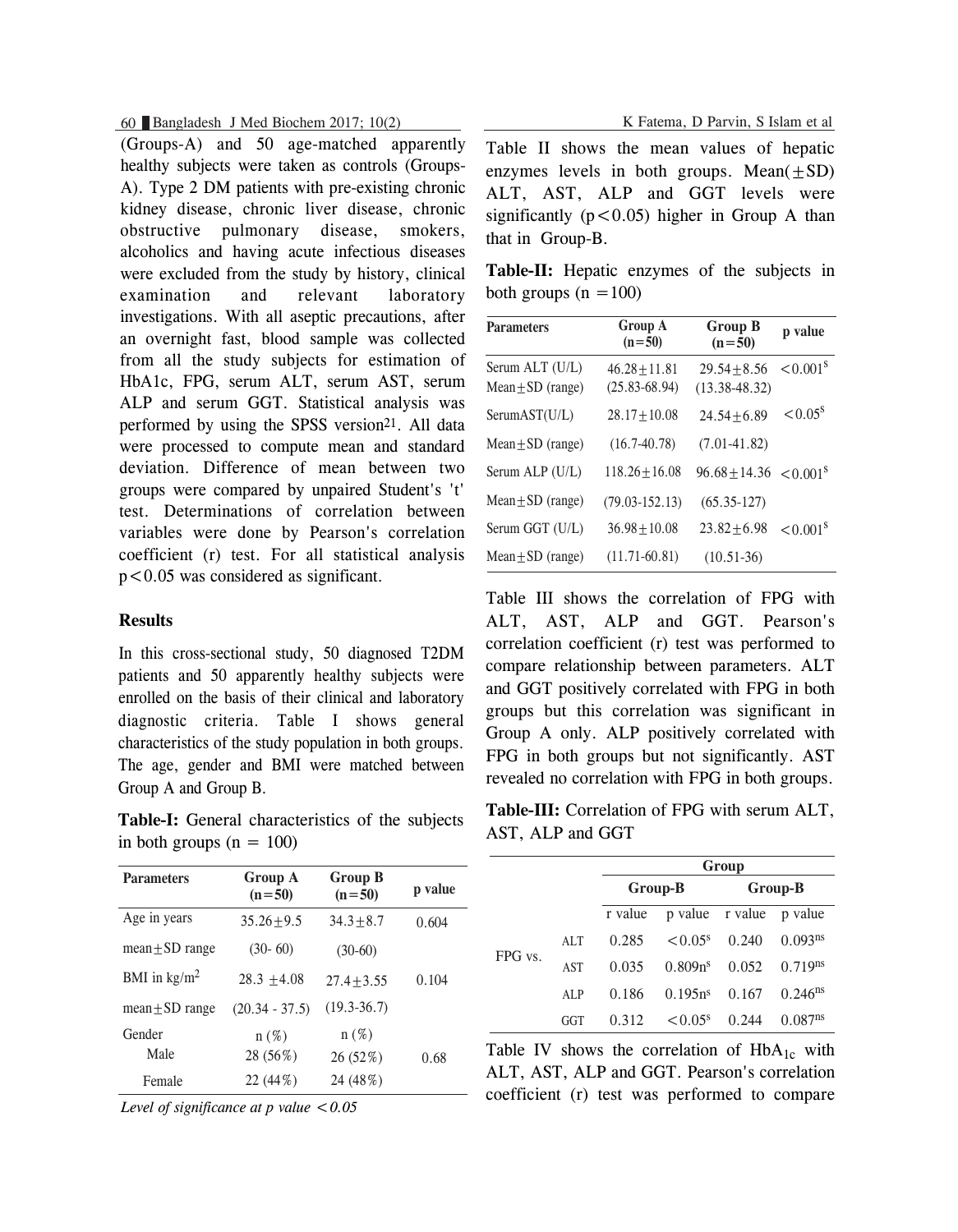(Groups-A) and 50 age-matched apparently healthy subjects were taken as controls (Groups-A). Type 2 DM patients with pre-existing chronic kidney disease, chronic liver disease, chronic obstructive pulmonary disease, smokers, alcoholics and having acute infectious diseases were excluded from the study by history, clinical examination and relevant laboratory investigations. With all aseptic precautions, after an overnight fast, blood sample was collected from all the study subjects for estimation of HbA1c, FPG, serum ALT, serum AST, serum ALP and serum GGT. Statistical analysis was performed by using the SPSS version21. All data were processed to compute mean and standard deviation. Difference of mean between two groups were compared by unpaired Student's 't' test. Determinations of correlation between variables were done by Pearson's correlation coefficient (r) test. For all statistical analysis $p<0.05$ was considered as significant.

## Results

In this cross-sectional study, 50 diagnosed T2DM patients and 50 apparently healthy subjects were enrolled on the basis of their clinical and laboratory diagnostic criteria. Table I shows general characteristics of the study population in both groups. The age, gender and BMI were matched between Group A and Group B.

**Table-I:** General characteristics of the subjects in both groups (n = 100)

| Parameters | Group A (n=50) | Group B (n=50) | p value |
|---|---|---|---|
| Age in years | 35.26±9.5 | 34.3±8.7 | 0.604 |
| mean±SD range | (30- 60) | (30-60) | |
| BMI in kg/m$^2$ | 28.3 ±4.08 | 27.4±3.55 | 0.104 |
| mean±SD range | (20.34 - 37.5) | (19.3-36.7) | |
| Gender | n (%) | n (%) | |
| Male | 28 (56%) | 26 (52%) | 0.68 |
| Female | 22 (44%) | 24 (48%) | |

*Level of significance at p value <0.05*

Table II shows the mean values of hepatic enzymes levels in both groups. Mean(±SD) ALT, AST, ALP and GGT levels were significantly ($p<0.05$) higher in Group A than that in Group-B.

**Table-II:** Hepatic enzymes of the subjects in both groups (n =100)

| Parameters | Group A (n=50) | Group B (n=50) | p value |
|---|---|---|---|
| Serum ALT (U/L) Mean±SD (range) | 46.28±11.81 (25.83-68.94) | 29.54±8.56 (13.38-48.32) | <0.001$^{S}$ |
| SerumAST(U/L) | 28.17±10.08 | 24.54±6.89 | <0.05$^{S}$ |
| Mean±SD (range) | (16.7-40.78) | (7.01-41.82) | |
| Serum ALP (U/L) | 118.26±16.08 | 96.68±14.36 | <0.001$^{S}$ |
| Mean±SD (range) | (79.03-152.13) | (65.35-127) | |
| Serum GGT (U/L) | 36.98±10.08 | 23.82±6.98 | <0.001$^{S}$ |
| Mean±SD (range) | (11.71-60.81) | (10.51-36) | |

Table III shows the correlation of FPG with ALT, AST, ALP and GGT. Pearson's correlation coefficient (r) test was performed to compare relationship between parameters. ALT and GGT positively correlated with FPG in both groups but this correlation was significant in Group A only. ALP positively correlated with FPG in both groups but not significantly. AST revealed no correlation with FPG in both groups.

**Table-III:** Correlation of FPG with serum ALT, AST, ALP and GGT

| | | Group | | | |
|---|---|---|---|---|---|
| | | Group-B | | Group-B | |
| | | r value | p value | r value | p value |
| FPG vs. | ALT | 0.285 | <0.05$^{s}$ | 0.240 | 0.093$^{ns}$ |
| | AST | 0.035 | 0.809n$^{s}$ | 0.052 | 0.719$^{ns}$ |
| | ALP | 0.186 | 0.195n$^{s}$ | 0.167 | 0.246$^{ns}$ |
| | GGT | 0.312 | <0.05$^{s}$ | 0.244 | 0.087$^{ns}$ |

Table IV shows the correlation of $HbA_{1c}$ with ALT, AST, ALP and GGT. Pearson's correlation coefficient (r) test was performed to compare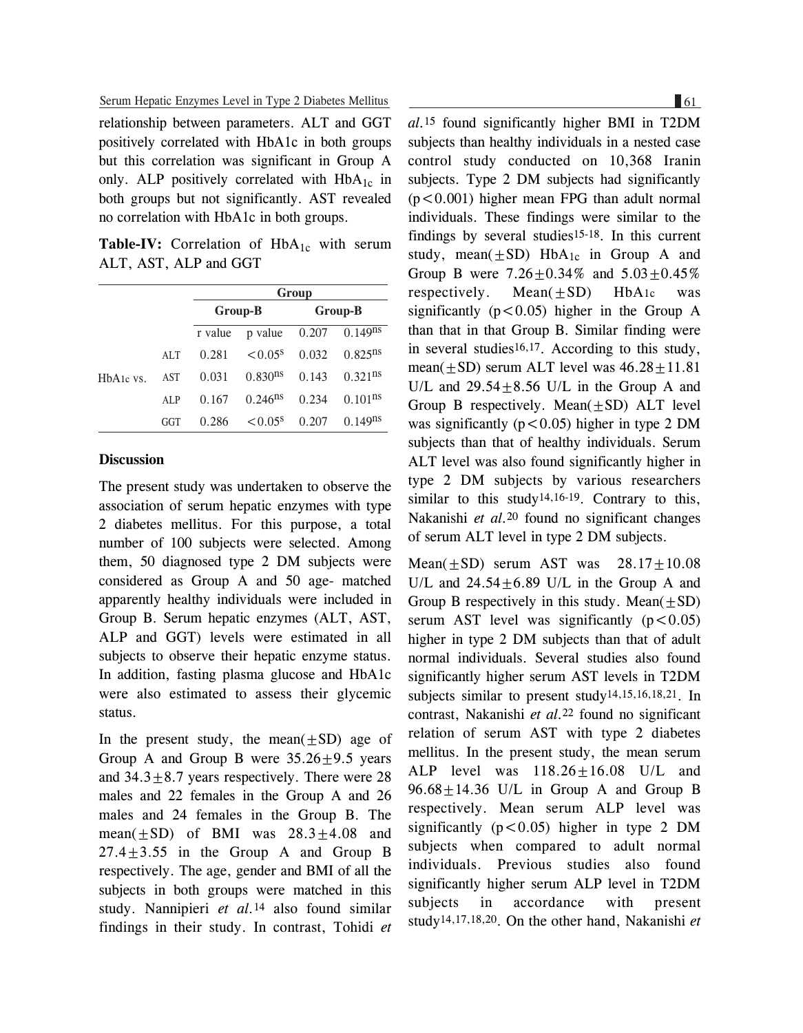relationship between parameters. ALT and GGT positively correlated with HbA1c in both groups but this correlation was significant in Group A only. ALP positively correlated with $HbA_{1c}$ in both groups but not significantly. AST revealed no correlation with HbA1c in both groups.

**Table-IV:** Correlation of $HbA_{1c}$ with serum ALT, AST, ALP and GGT

| | | Group | | | |
|---|---|---|---|---|---|
| | | Group-B | | Group-B | |
| | | r value | p value | 0.207 | $0.149^{ns}$ |
| HbA1c vs. | ALT | 0.281 | $<0.05^{s}$ | 0.032 | $0.825^{ns}$ |
| | AST | 0.031 | $0.830^{ns}$ | 0.143 | $0.321^{ns}$ |
| | ALP | 0.167 | $0.246^{ns}$ | 0.234 | $0.101^{ns}$ |
| | GGT | 0.286 | $<0.05^{s}$ | 0.207 | $0.149^{ns}$ |

## Discussion

The present study was undertaken to observe the association of serum hepatic enzymes with type 2 diabetes mellitus. For this purpose, a total number of 100 subjects were selected. Among them, 50 diagnosed type 2 DM subjects were considered as Group A and 50 age- matched apparently healthy individuals were included in Group B. Serum hepatic enzymes (ALT, AST, ALP and GGT) levels were estimated in all subjects to observe their hepatic enzyme status. In addition, fasting plasma glucose and HbA1c were also estimated to assess their glycemic status.

In the present study, the mean($\pm$SD) age of Group A and Group B were 35.26$\pm$9.5 years and 34.3$\pm$8.7 years respectively. There were 28 males and 22 females in the Group A and 26 males and 24 females in the Group B. The mean($\pm$SD) of BMI was 28.3$\pm$4.08 and 27.4$\pm$3.55 in the Group A and Group B respectively. The age, gender and BMI of all the subjects in both groups were matched in this study. Nannipieri *et al.*[14] also found similar findings in their study. In contrast, Tohidi *et al.*[15] found significantly higher BMI in T2DM subjects than healthy individuals in a nested case control study conducted on 10,368 Iranin subjects. Type 2 DM subjects had significantly ($p<0.001$) higher mean FPG than adult normal individuals. These findings were similar to the findings by several studies[15-18]. In this current study, mean($\pm$SD) $HbA_{1c}$ in Group A and Group B were 7.26$\pm$0.34% and 5.03$\pm$0.45% respectively. Mean($\pm$SD) $HbA_{1c}$ was significantly ($p<0.05$) higher in the Group A than that in that Group B. Similar finding were in several studies[16,17]. According to this study, mean($\pm$SD) serum ALT level was 46.28$\pm$11.81 U/L and 29.54$\pm$8.56 U/L in the Group A and Group B respectively. Mean($\pm$SD) ALT level was significantly ($p<0.05$) higher in type 2 DM subjects than that of healthy individuals. Serum ALT level was also found significantly higher in type 2 DM subjects by various researchers similar to this study[14,16-19]. Contrary to this, Nakanishi *et al.*[20] found no significant changes of serum ALT level in type 2 DM subjects.

Mean($\pm$SD) serum AST was 28.17$\pm$10.08 U/L and 24.54$\pm$6.89 U/L in the Group A and Group B respectively in this study. Mean($\pm$SD) serum AST level was significantly ($p<0.05$) higher in type 2 DM subjects than that of adult normal individuals. Several studies also found significantly higher serum AST levels in T2DM subjects similar to present study[14,15,16,18,21]. In contrast, Nakanishi *et al.*[22] found no significant relation of serum AST with type 2 diabetes mellitus. In the present study, the mean serum ALP level was 118.26$\pm$16.08 U/L and 96.68$\pm$14.36 U/L in Group A and Group B respectively. Mean serum ALP level was significantly ($p<0.05$) higher in type 2 DM subjects when compared to adult normal individuals. Previous studies also found significantly higher serum ALP level in T2DM subjects in accordance with present study[14,17,18,20]. On the other hand, Nakanishi *et*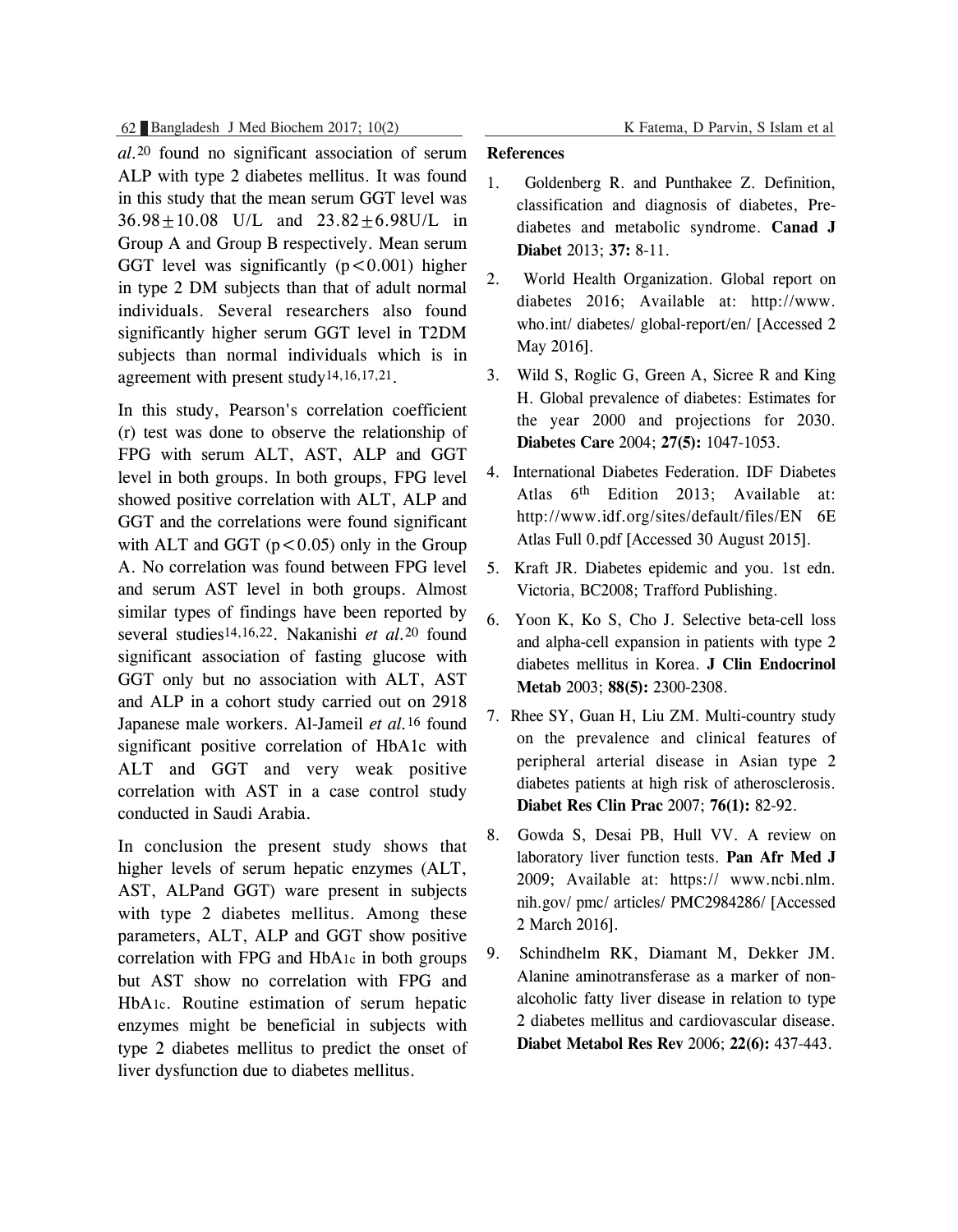*al.*[20] found no significant association of serum ALP with type 2 diabetes mellitus. It was found in this study that the mean serum GGT level was $36.98 \pm 10.08$ U/L and $23.82 \pm 6.98$U/L in Group A and Group B respectively. Mean serum GGT level was significantly ($p < 0.001$) higher in type 2 DM subjects than that of adult normal individuals. Several researchers also found significantly higher serum GGT level in T2DM subjects than normal individuals which is in agreement with present study[14,16,17,21].

In this study, Pearson's correlation coefficient (r) test was done to observe the relationship of FPG with serum ALT, AST, ALP and GGT level in both groups. In both groups, FPG level showed positive correlation with ALT, ALP and GGT and the correlations were found significant with ALT and GGT ($p < 0.05$) only in the Group A. No correlation was found between FPG level and serum AST level in both groups. Almost similar types of findings have been reported by several studies[14,16,22]. Nakanishi *et al.*[20] found significant association of fasting glucose with GGT only but no association with ALT, AST and ALP in a cohort study carried out on 2918 Japanese male workers. Al-Jameil *et al.*[16] found significant positive correlation of HbA1c with ALT and GGT and very weak positive correlation with AST in a case control study conducted in Saudi Arabia.

In conclusion the present study shows that higher levels of serum hepatic enzymes (ALT, AST, ALPand GGT) ware present in subjects with type 2 diabetes mellitus. Among these parameters, ALT, ALP and GGT show positive correlation with FPG and $HbA_{1c}$ in both groups but AST show no correlation with FPG and $HbA_{1c}$. Routine estimation of serum hepatic enzymes might be beneficial in subjects with type 2 diabetes mellitus to predict the onset of liver dysfunction due to diabetes mellitus.

## References

1. Goldenberg R. and Punthakee Z. Definition, classification and diagnosis of diabetes, Pre-diabetes and metabolic syndrome. **Canad J Diabet** 2013; **37:** 8-11.
2. World Health Organization. Global report on diabetes 2016; Available at: http://www.who.int/ diabetes/ global-report/en/ [Accessed 2 May 2016].
3. Wild S, Roglic G, Green A, Sicree R and King H. Global prevalence of diabetes: Estimates for the year 2000 and projections for 2030. **Diabetes Care** 2004; **27(5):** 1047-1053.
4. International Diabetes Federation. IDF Diabetes Atlas 6th Edition 2013; Available at: http://www.idf.org/sites/default/files/EN 6E Atlas Full 0.pdf [Accessed 30 August 2015].
5. Kraft JR. Diabetes epidemic and you. 1st edn. Victoria, BC2008; Trafford Publishing.
6. Yoon K, Ko S, Cho J. Selective beta-cell loss and alpha-cell expansion in patients with type 2 diabetes mellitus in Korea. **J Clin Endocrinol Metab** 2003; **88(5):** 2300-2308.
7. Rhee SY, Guan H, Liu ZM. Multi-country study on the prevalence and clinical features of peripheral arterial disease in Asian type 2 diabetes patients at high risk of atherosclerosis. **Diabet Res Clin Prac** 2007; **76(1):** 82-92.
8. Gowda S, Desai PB, Hull VV. A review on laboratory liver function tests. **Pan Afr Med J** 2009; Available at: https:// www.ncbi.nlm.nih.gov/ pmc/ articles/ PMC2984286/ [Accessed 2 March 2016].
9. Schindhelm RK, Diamant M, Dekker JM. Alanine aminotransferase as a marker of non-alcoholic fatty liver disease in relation to type 2 diabetes mellitus and cardiovascular disease. **Diabet Metabol Res Rev** 2006; **22(6):** 437-443.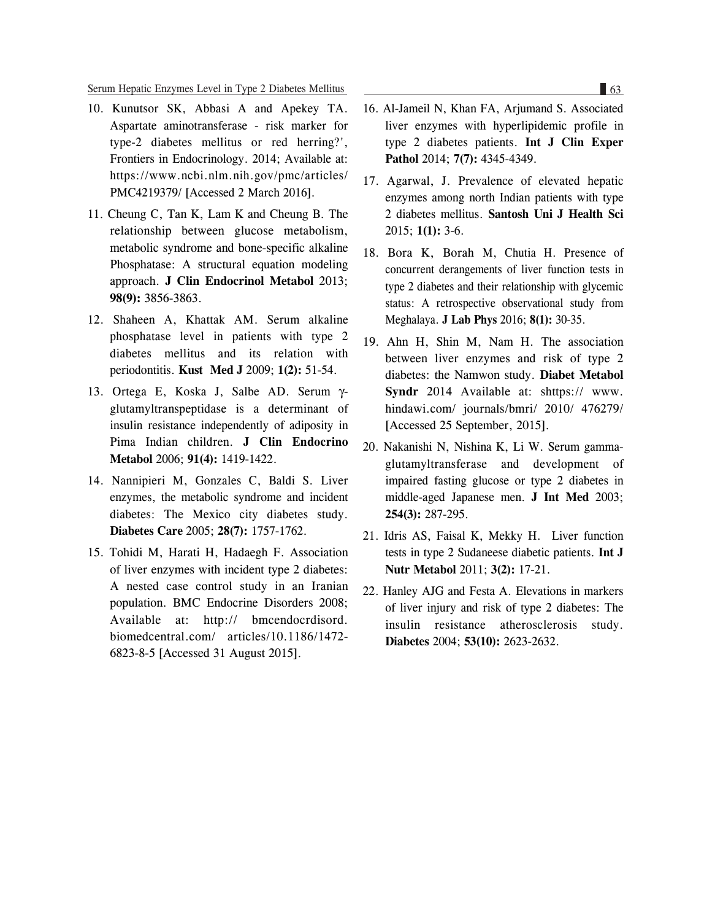10. Kunutsor SK, Abbasi A and Apekey TA. Aspartate aminotransferase - risk marker for type-2 diabetes mellitus or red herring?', Frontiers in Endocrinology. 2014; Available at: https://www.ncbi.nlm.nih.gov/pmc/articles/PMC4219379/ [Accessed 2 March 2016].

11. Cheung C, Tan K, Lam K and Cheung B. The relationship between glucose metabolism, metabolic syndrome and bone-specific alkaline Phosphatase: A structural equation modeling approach. **J Clin Endocrinol Metabol** 2013; **98(9):** 3856-3863.

12. Shaheen A, Khattak AM. Serum alkaline phosphatase level in patients with type 2 diabetes mellitus and its relation with periodontitis. **Kust Med J** 2009; **1(2):** 51-54.

13. Ortega E, Koska J, Salbe AD. Serum γ-glutamyltranspeptidase is a determinant of insulin resistance independently of adiposity in Pima Indian children. **J Clin Endocrino Metabol** 2006; **91(4):** 1419-1422.

14. Nannipieri M, Gonzales C, Baldi S. Liver enzymes, the metabolic syndrome and incident diabetes: The Mexico city diabetes study. **Diabetes Care** 2005; **28(7):** 1757-1762.

15. Tohidi M, Harati H, Hadaegh F. Association of liver enzymes with incident type 2 diabetes: A nested case control study in an Iranian population. BMC Endocrine Disorders 2008; Available at: http:// bmcendocrdisord. biomedcentral.com/ articles/10.1186/1472-6823-8-5 [Accessed 31 August 2015].

16. Al-Jameil N, Khan FA, Arjumand S. Associated liver enzymes with hyperlipidemic profile in type 2 diabetes patients. **Int J Clin Exper Pathol** 2014; **7(7):** 4345-4349.

17. Agarwal, J. Prevalence of elevated hepatic enzymes among north Indian patients with type 2 diabetes mellitus. **Santosh Uni J Health Sci** 2015; **1(1):** 3-6.

18. Bora K, Borah M, Chutia H. Presence of concurrent derangements of liver function tests in type 2 diabetes and their relationship with glycemic status: A retrospective observational study from Meghalaya. **J Lab Phys** 2016; **8(1):** 30-35.

19. Ahn H, Shin M, Nam H. The association between liver enzymes and risk of type 2 diabetes: the Namwon study. **Diabet Metabol Syndr** 2014 Available at: shttps:// www. hindawi.com/ journals/bmri/ 2010/ 476279/ [Accessed 25 September, 2015].

20. Nakanishi N, Nishina K, Li W. Serum gamma-glutamyltransferase and development of impaired fasting glucose or type 2 diabetes in middle-aged Japanese men. **J Int Med** 2003; **254(3):** 287-295.

21. Idris AS, Faisal K, Mekky H. Liver function tests in type 2 Sudaneese diabetic patients. **Int J Nutr Metabol** 2011; **3(2):** 17-21.

22. Hanley AJG and Festa A. Elevations in markers of liver injury and risk of type 2 diabetes: The insulin resistance atherosclerosis study. **Diabetes** 2004; **53(10):** 2623-2632.